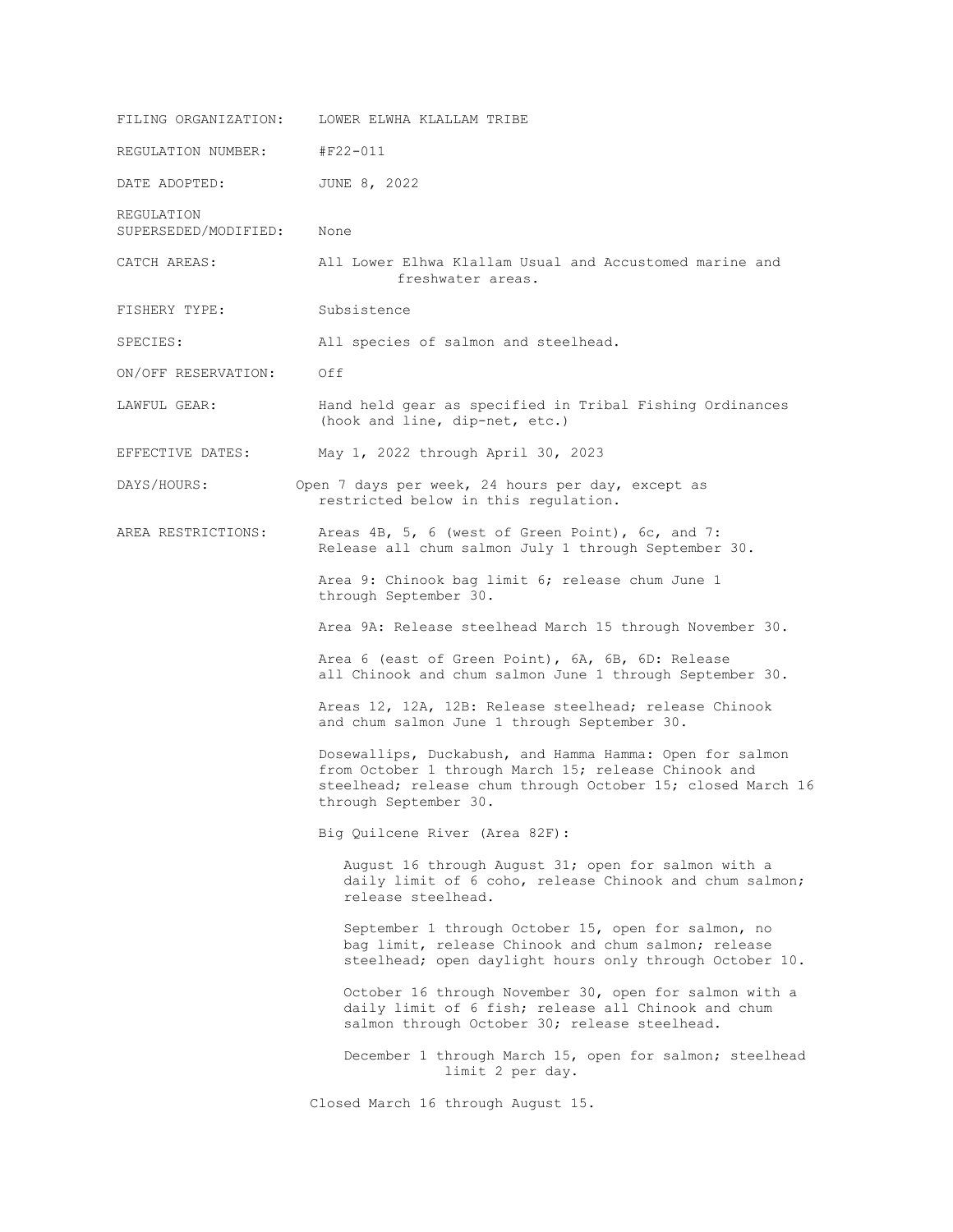FILING ORGANIZATION: LOWER ELHWA KLALLAM TRIBE

REGULATION NUMBER: #F22-011

DATE ADOPTED: JUNE 8, 2022

REGULATION SUPERSEDED/MODIFIED: None

CATCH AREAS: All Lower Elhwa Klallam Usual and Accustomed marine and freshwater areas.

FISHERY TYPE: Subsistence

SPECIES: All species of salmon and steelhead.

ON/OFF RESERVATION: Off

LAWFUL GEAR: Hand held gear as specified in Tribal Fishing Ordinances (hook and line, dip-net, etc.)

EFFECTIVE DATES: May 1, 2022 through April 30, 2023

DAYS/HOURS: Open 7 days per week, 24 hours per day, except as restricted below in this regulation.

AREA RESTRICTIONS: Areas 4B, 5, 6 (west of Green Point), 6c, and 7: Release all chum salmon July 1 through September 30.

Area 9: Chinook bag limit 6; release chum June 1 through September 30.

Area 9A: Release steelhead March 15 through November 30.

Area 6 (east of Green Point), 6A, 6B, 6D: Release all Chinook and chum salmon June 1 through September 30.

Areas 12, 12A, 12B: Release steelhead; release Chinook and chum salmon June 1 through September 30.

Dosewallips, Duckabush, and Hamma Hamma: Open for salmon from October 1 through March 15; release Chinook and steelhead; release chum through October 15; closed March 16 through September 30.

Big Quilcene River (Area 82F):

August 16 through August 31; open for salmon with a daily limit of 6 coho, release Chinook and chum salmon; release steelhead.

September 1 through October 15, open for salmon, no bag limit, release Chinook and chum salmon; release steelhead; open daylight hours only through October 10.

October 16 through November 30, open for salmon with a daily limit of 6 fish; release all Chinook and chum salmon through October 30; release steelhead.

December 1 through March 15, open for salmon; steelhead limit 2 per day.

Closed March 16 through August 15.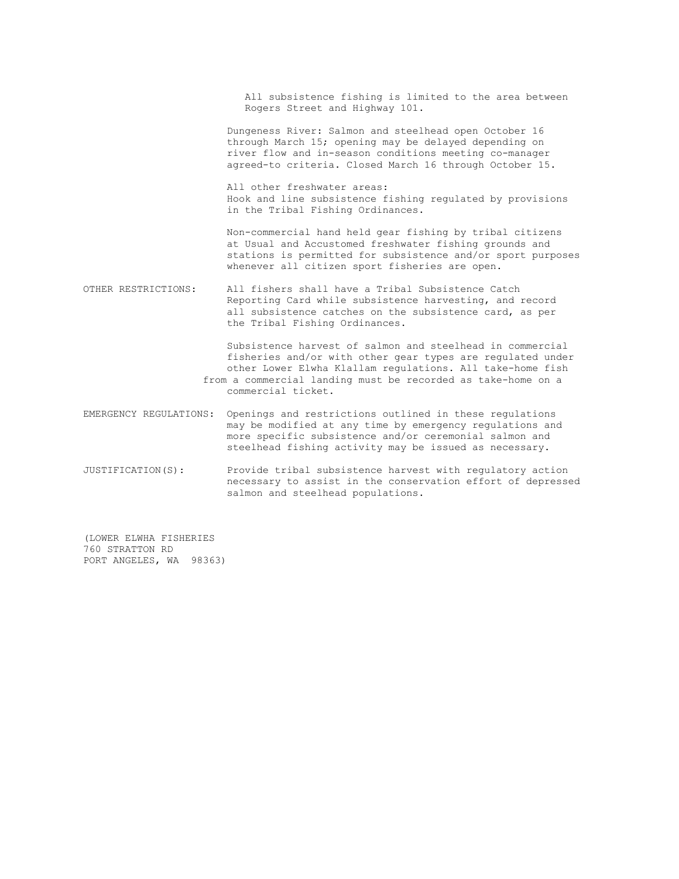All subsistence fishing is limited to the area between Rogers Street and Highway 101.

Dungeness River: Salmon and steelhead open October 16 through March 15; opening may be delayed depending on river flow and in-season conditions meeting co-manager agreed-to criteria. Closed March 16 through October 15.

All other freshwater areas:
Hook and line subsistence fishing regulated by provisions in the Tribal Fishing Ordinances.

Non-commercial hand held gear fishing by tribal citizens at Usual and Accustomed freshwater fishing grounds and stations is permitted for subsistence and/or sport purposes whenever all citizen sport fisheries are open.

OTHER RESTRICTIONS: All fishers shall have a Tribal Subsistence Catch Reporting Card while subsistence harvesting, and record all subsistence catches on the subsistence card, as per the Tribal Fishing Ordinances.

Subsistence harvest of salmon and steelhead in commercial fisheries and/or with other gear types are regulated under other Lower Elwha Klallam regulations. All take-home fish from a commercial landing must be recorded as take-home on a commercial ticket.

EMERGENCY REGULATIONS: Openings and restrictions outlined in these regulations may be modified at any time by emergency regulations and more specific subsistence and/or ceremonial salmon and steelhead fishing activity may be issued as necessary.

JUSTIFICATION(S): Provide tribal subsistence harvest with regulatory action necessary to assist in the conservation effort of depressed salmon and steelhead populations.

(LOWER ELWHA FISHERIES
760 STRATTON RD
PORT ANGELES, WA 98363)